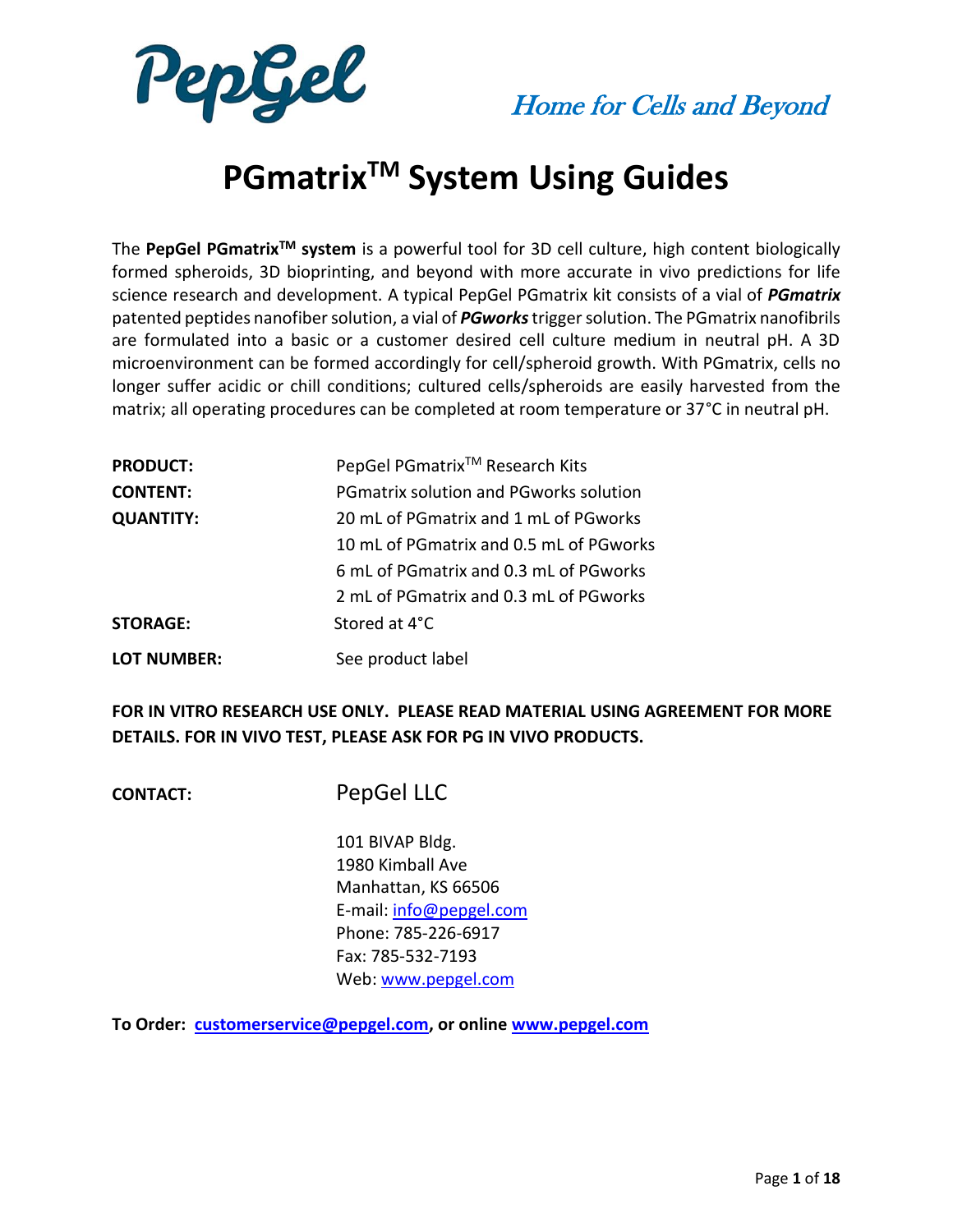PepGel

*Home for Cells and Beyond*

# PGmatrix$^{TM}$ System Using Guides

The **PepGel PGmatrix$^{TM}$ system** is a powerful tool for 3D cell culture, high content biologically formed spheroids, 3D bioprinting, and beyond with more accurate in vivo predictions for life science research and development. A typical PepGel PGmatrix kit consists of a vial of ***PGmatrix*** patented peptides nanofiber solution, a vial of ***PGworks*** trigger solution. The PGmatrix nanofibrils are formulated into a basic or a customer desired cell culture medium in neutral pH. A 3D microenvironment can be formed accordingly for cell/spheroid growth. With PGmatrix, cells no longer suffer acidic or chill conditions; cultured cells/spheroids are easily harvested from the matrix; all operating procedures can be completed at room temperature or 37°C in neutral pH.

| | |
|---|---|
| **PRODUCT:** | PepGel PGmatrix$^{TM}$ Research Kits |
| **CONTENT:** | PGmatrix solution and PGworks solution |
| **QUANTITY:** | 20 mL of PGmatrix and 1 mL of PGworks |
| | 10 mL of PGmatrix and 0.5 mL of PGworks |
| | 6 mL of PGmatrix and 0.3 mL of PGworks |
| | 2 mL of PGmatrix and 0.3 mL of PGworks |
| **STORAGE:** | Stored at 4°C |
| **LOT NUMBER:** | See product label |

**FOR IN VITRO RESEARCH USE ONLY. PLEASE READ MATERIAL USING AGREEMENT FOR MORE DETAILS. FOR IN VIVO TEST, PLEASE ASK FOR PG IN VIVO PRODUCTS.**

**CONTACT:** PepGel LLC

101 BIVAP Bldg.
1980 Kimball Ave
Manhattan, KS 66506
E-mail: info@pepgel.com
Phone: 785-226-6917
Fax: 785-532-7193
Web: www.pepgel.com

**To Order: customerservice@pepgel.com, or online www.pepgel.com**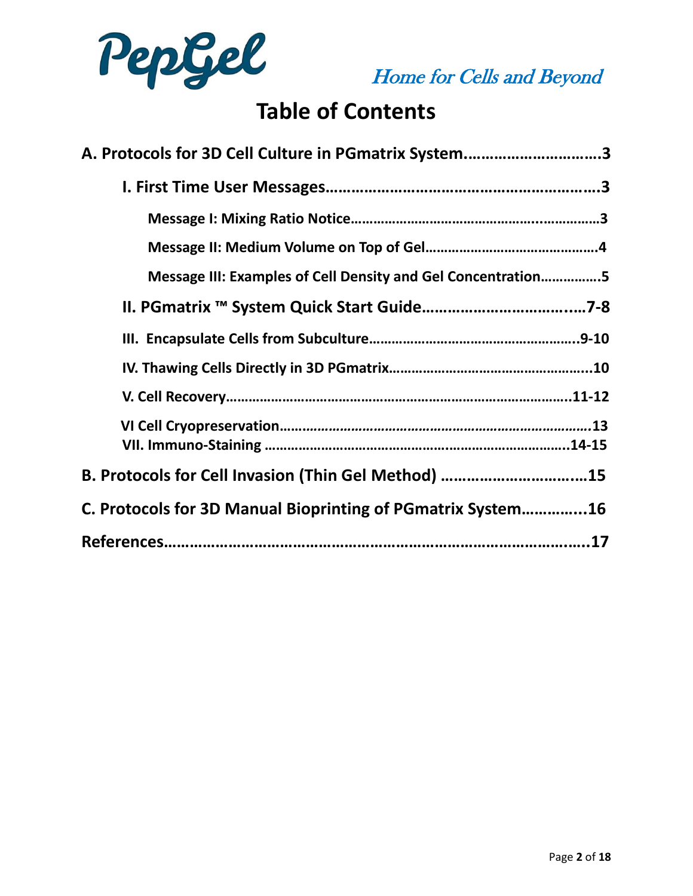PepGel

*Home for Cells and Beyond*

# Table of Contents

**A. Protocols for 3D Cell Culture in PGmatrix System……………………….3**

**I. First Time User Messages……………………………………………….3**

**Message I: Mixing Ratio Notice………………………………………………3**

**Message II: Medium Volume on Top of Gel……………………………………4**

**Message III: Examples of Cell Density and Gel Concentration……………5**

**II. PGmatrix ™ System Quick Start Guide…………………………….…7-8**

**III. Encapsulate Cells from Subculture……………………………………….9-10**

**IV. Thawing Cells Directly in 3D PGmatrix………………………………………10**

**V. Cell Recovery…………………………………………………………………….11-12**

**VI Cell Cryopreservation……………………………………………………………13**

**VII. Immuno-Staining ………………………………………………………….14-15**

**B. Protocols for Cell Invasion (Thin Gel Method) ……………………….…15**

**C. Protocols for 3D Manual Bioprinting of PGmatrix System…………..16**

**References……………………………………………………………………………..17**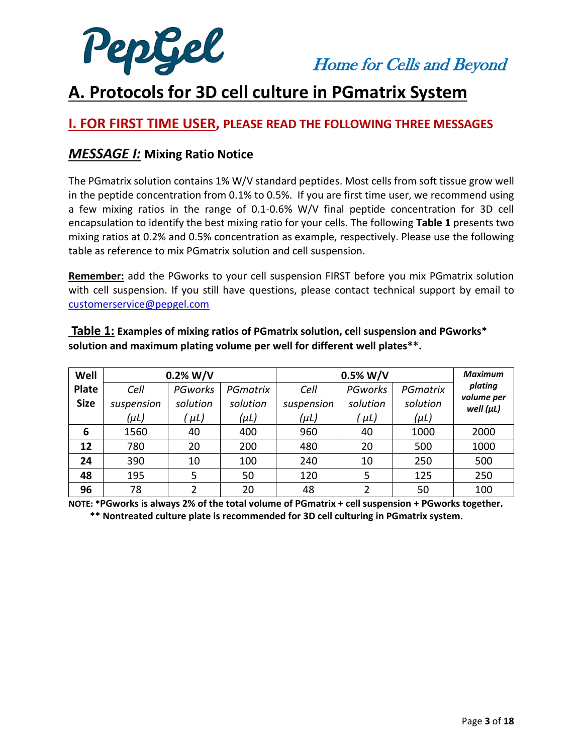# A. Protocols for 3D cell culture in PGmatrix System

## I. FOR FIRST TIME USER, PLEASE READ THE FOLLOWING THREE MESSAGES

### *MESSAGE I:* Mixing Ratio Notice

The PGmatrix solution contains 1% W/V standard peptides. Most cells from soft tissue grow well in the peptide concentration from 0.1% to 0.5%. If you are first time user, we recommend using a few mixing ratios in the range of 0.1-0.6% W/V final peptide concentration for 3D cell encapsulation to identify the best mixing ratio for your cells. The following **Table 1** presents two mixing ratios at 0.2% and 0.5% concentration as example, respectively. Please use the following table as reference to mix PGmatrix solution and cell suspension.

**Remember:** add the PGworks to your cell suspension FIRST before you mix PGmatrix solution with cell suspension. If you still have questions, please contact technical support by email to customerservice@pepgel.com

**Table 1: Examples of mixing ratios of PGmatrix solution, cell suspension and PGworks* solution and maximum plating volume per well for different well plates**.**

| Well Plate Size | 0.2% W/V | | | 0.5% W/V | | | *Maximum plating volume per well (μL)* |
|---|---|---|---|---|---|---|---|
| | *Cell suspension (μL)* | *PGworks solution (μL)* | *PGmatrix solution (μL)* | *Cell suspension (μL)* | *PGworks solution (μL)* | *PGmatrix solution (μL)* | |
| **6** | 1560 | 40 | 400 | 960 | 40 | 1000 | 2000 |
| **12** | 780 | 20 | 200 | 480 | 20 | 500 | 1000 |
| **24** | 390 | 10 | 100 | 240 | 10 | 250 | 500 |
| **48** | 195 | 5 | 50 | 120 | 5 | 125 | 250 |
| **96** | 78 | 2 | 20 | 48 | 2 | 50 | 100 |

**NOTE: *PGworks is always 2% of the total volume of PGmatrix + cell suspension + PGworks together.**
**** Nontreated culture plate is recommended for 3D cell culturing in PGmatrix system.**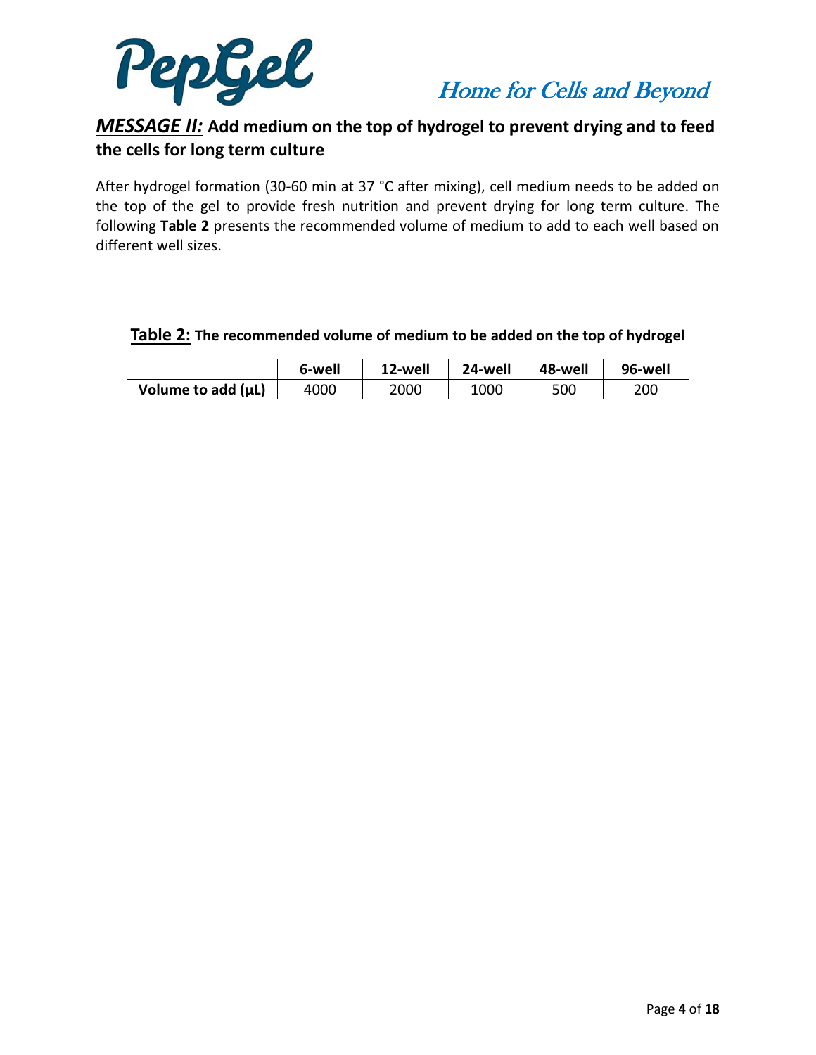## ***MESSAGE II:*** **Add medium on the top of hydrogel to prevent drying and to feed the cells for long term culture**

After hydrogel formation (30-60 min at 37 °C after mixing), cell medium needs to be added on the top of the gel to provide fresh nutrition and prevent drying for long term culture. The following **Table 2** presents the recommended volume of medium to add to each well based on different well sizes.

**Table 2: The recommended volume of medium to be added on the top of hydrogel**

| | 6-well | 12-well | 24-well | 48-well | 96-well |
|---|---|---|---|---|---|
| **Volume to add (μL)** | 4000 | 2000 | 1000 | 500 | 200 |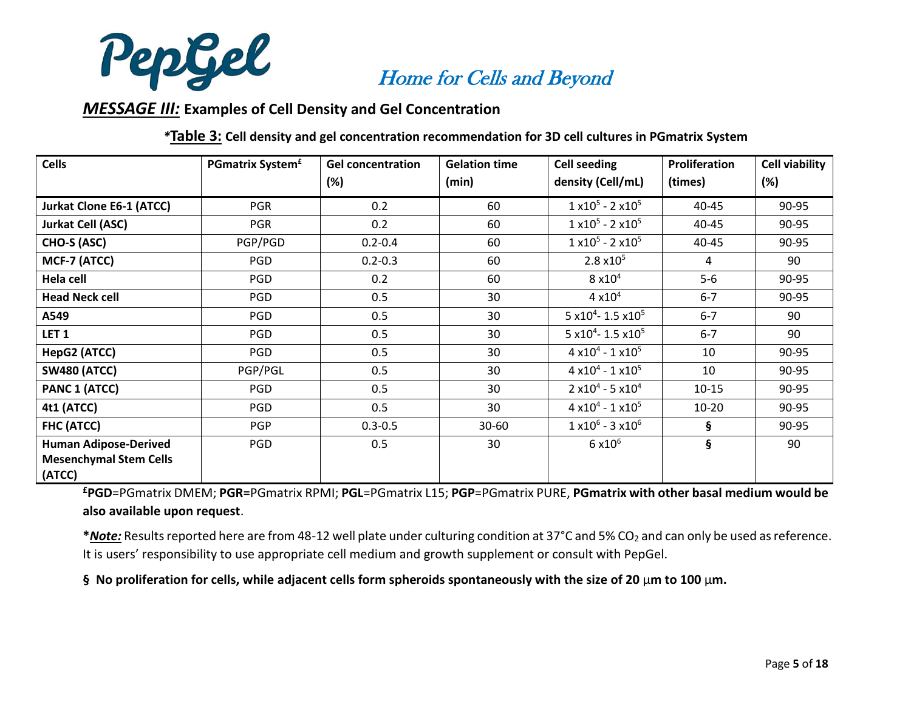PepGel

Home for Cells and Beyond

## ***MESSAGE III:*** Examples of Cell Density and Gel Concentration

**\*Table 3: Cell density and gel concentration recommendation for 3D cell cultures in PGmatrix System**

| Cells | PGmatrix System[£] | Gel concentration (%) | Gelation time (min) | Cell seeding density (Cell/mL) | Proliferation (times) | Cell viability (%) |
|---|---|---|---|---|---|---|
| **Jurkat Clone E6-1 (ATCC)** | PGR | 0.2 | 60 | $1 \times 10^5$ - $2 \times 10^5$ | 40-45 | 90-95 |
| **Jurkat Cell (ASC)** | PGR | 0.2 | 60 | $1 \times 10^5$ - $2 \times 10^5$ | 40-45 | 90-95 |
| **CHO-S (ASC)** | PGP/PGD | 0.2-0.4 | 60 | $1 \times 10^5$ - $2 \times 10^5$ | 40-45 | 90-95 |
| **MCF-7 (ATCC)** | PGD | 0.2-0.3 | 60 | $2.8 \times 10^5$ | 4 | 90 |
| **Hela cell** | PGD | 0.2 | 60 | $8 \times 10^4$ | 5-6 | 90-95 |
| **Head Neck cell** | PGD | 0.5 | 30 | $4 \times 10^4$ | 6-7 | 90-95 |
| **A549** | PGD | 0.5 | 30 | $5 \times 10^4$- $1.5 \times 10^5$ | 6-7 | 90 |
| **LET 1** | PGD | 0.5 | 30 | $5 \times 10^4$- $1.5 \times 10^5$ | 6-7 | 90 |
| **HepG2 (ATCC)** | PGD | 0.5 | 30 | $4 \times 10^4$ - $1 \times 10^5$ | 10 | 90-95 |
| **SW480 (ATCC)** | PGP/PGL | 0.5 | 30 | $4 \times 10^4$ - $1 \times 10^5$ | 10 | 90-95 |
| **PANC 1 (ATCC)** | PGD | 0.5 | 30 | $2 \times 10^4$ - $5 \times 10^4$ | 10-15 | 90-95 |
| **4t1 (ATCC)** | PGD | 0.5 | 30 | $4 \times 10^4$ - $1 \times 10^5$ | 10-20 | 90-95 |
| **FHC (ATCC)** | PGP | 0.3-0.5 | 30-60 | $1 \times 10^6$ - $3 \times 10^6$ | **§** | 90-95 |
| **Human Adipose-Derived Mesenchymal Stem Cells (ATCC)** | PGD | 0.5 | 30 | $6 \times 10^6$ | **§** | 90 |

[£]**PGD**=PGmatrix DMEM; **PGR=**PGmatrix RPMI; **PGL**=PGmatrix L15; **PGP**=PGmatrix PURE, **PGmatrix with other basal medium would be also available upon request**.

**\****Note:* Results reported here are from 48-12 well plate under culturing condition at 37°C and 5% $CO_2$ and can only be used as reference. It is users' responsibility to use appropriate cell medium and growth supplement or consult with PepGel.

**§ No proliferation for cells, while adjacent cells form spheroids spontaneously with the size of 20 μm to 100 μm.**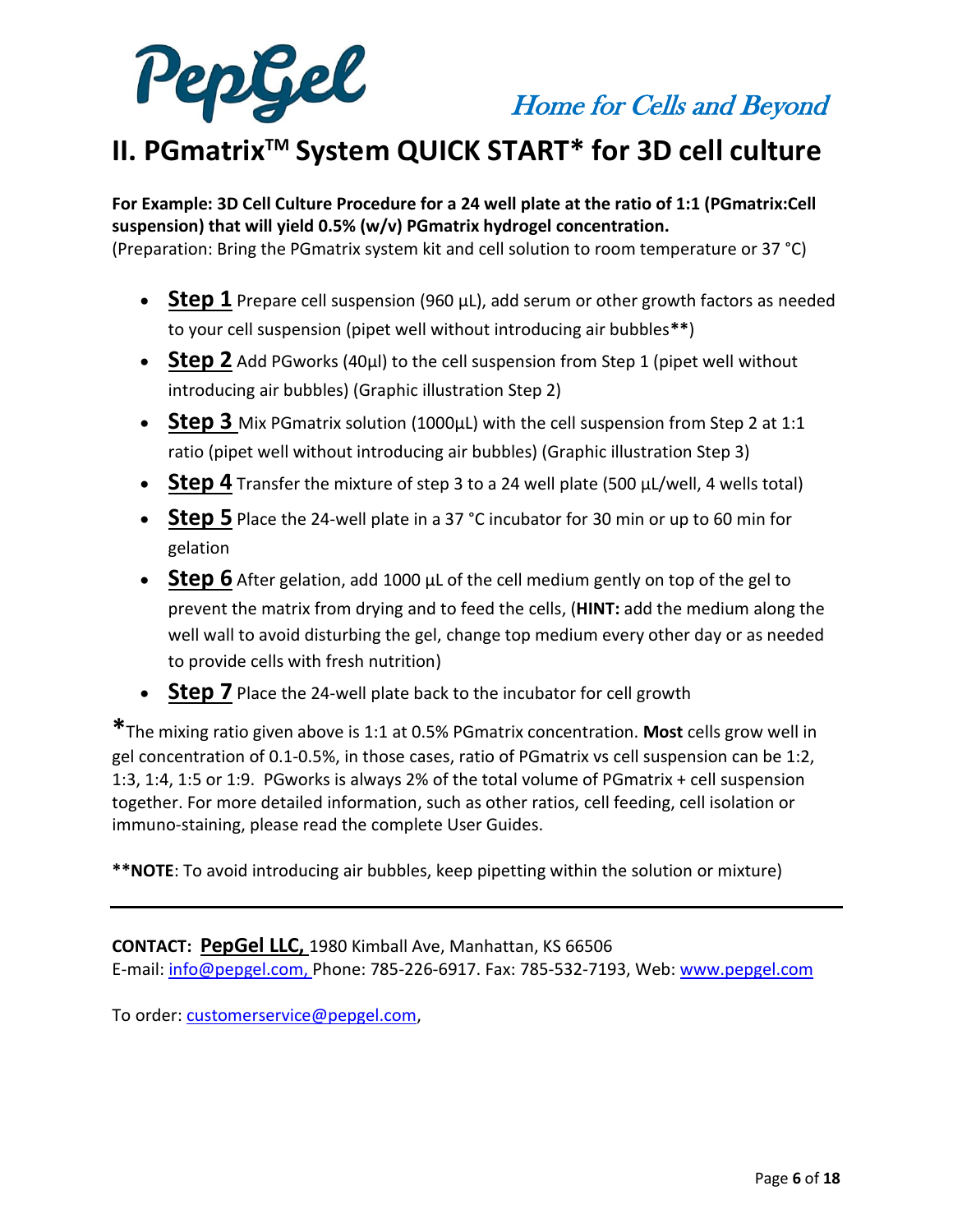# II. PGmatrix™ System QUICK START* for 3D cell culture

**For Example: 3D Cell Culture Procedure for a 24 well plate at the ratio of 1:1 (PGmatrix:Cell suspension) that will yield 0.5% (w/v) PGmatrix hydrogel concentration.**
(Preparation: Bring the PGmatrix system kit and cell solution to room temperature or 37 °C)

- **Step 1** Prepare cell suspension (960 µL), add serum or other growth factors as needed to your cell suspension (pipet well without introducing air bubbles**)
- **Step 2** Add PGworks (40µl) to the cell suspension from Step 1 (pipet well without introducing air bubbles) (Graphic illustration Step 2)
- **Step 3** Mix PGmatrix solution (1000µL) with the cell suspension from Step 2 at 1:1 ratio (pipet well without introducing air bubbles) (Graphic illustration Step 3)
- **Step 4** Transfer the mixture of step 3 to a 24 well plate (500 µL/well, 4 wells total)
- **Step 5** Place the 24-well plate in a 37 °C incubator for 30 min or up to 60 min for gelation
- **Step 6** After gelation, add 1000 µL of the cell medium gently on top of the gel to prevent the matrix from drying and to feed the cells, (**HINT:** add the medium along the well wall to avoid disturbing the gel, change top medium every other day or as needed to provide cells with fresh nutrition)
- **Step 7** Place the 24-well plate back to the incubator for cell growth

**\***The mixing ratio given above is 1:1 at 0.5% PGmatrix concentration. **Most** cells grow well in gel concentration of 0.1-0.5%, in those cases, ratio of PGmatrix vs cell suspension can be 1:2, 1:3, 1:4, 1:5 or 1:9. PGworks is always 2% of the total volume of PGmatrix + cell suspension together. For more detailed information, such as other ratios, cell feeding, cell isolation or immuno-staining, please read the complete User Guides.

****NOTE**: To avoid introducing air bubbles, keep pipetting within the solution or mixture)

---

**CONTACT: PepGel LLC,** 1980 Kimball Ave, Manhattan, KS 66506
E-mail: info@pepgel.com, Phone: 785-226-6917. Fax: 785-532-7193, Web: www.pepgel.com

To order: customerservice@pepgel.com,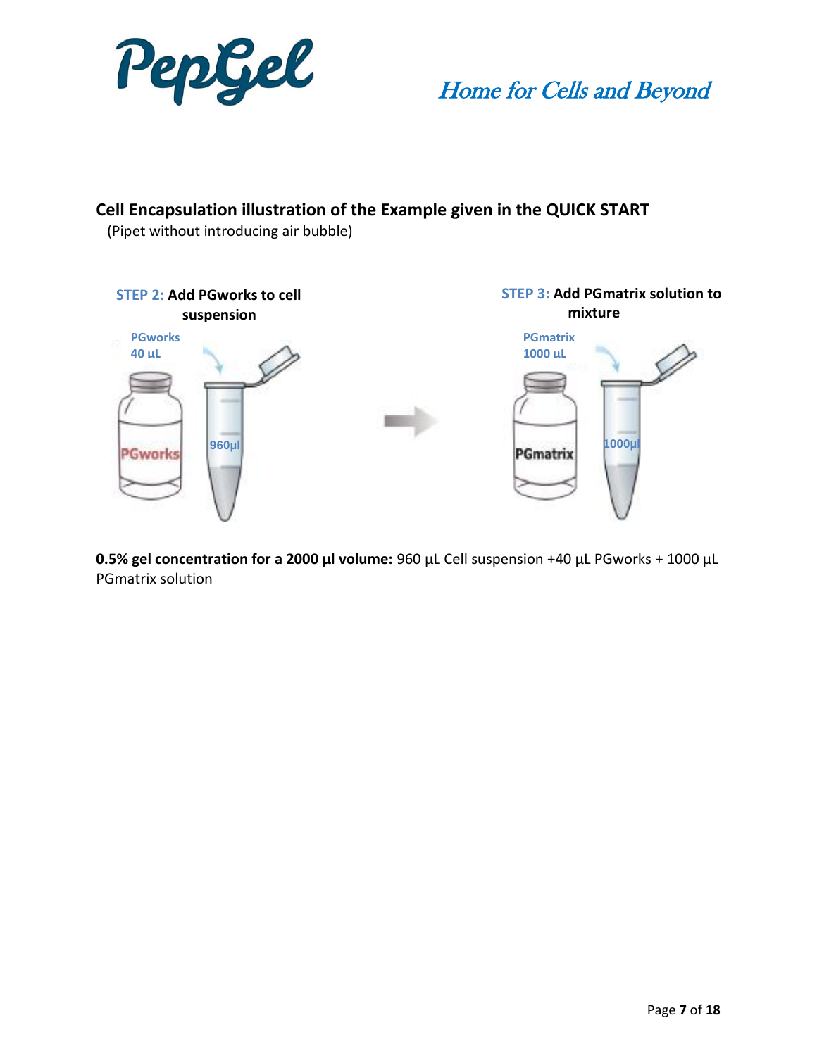## Cell Encapsulation illustration of the Example given in the QUICK START

(Pipet without introducing air bubble)

**STEP 2:** **Add PGworks to cell suspension**

PGworks 40 µL

PGworks

960µl

**STEP 3:** **Add PGmatrix solution to mixture**

PGmatrix 1000 µL

PGmatrix

1000µl

**0.5% gel concentration for a 2000 µl volume:** 960 µL Cell suspension +40 µL PGworks + 1000 µL PGmatrix solution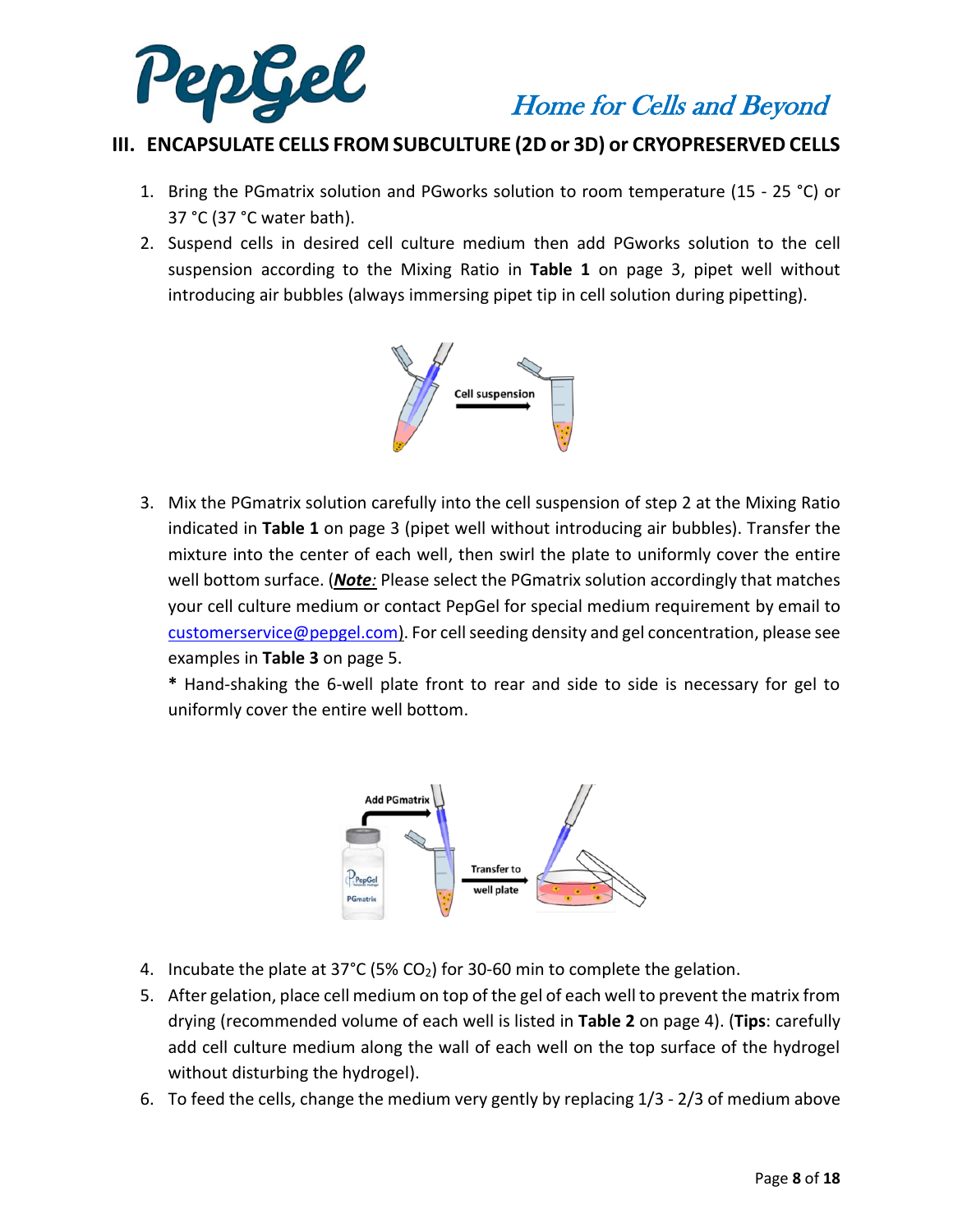## III. ENCAPSULATE CELLS FROM SUBCULTURE (2D or 3D) or CRYOPRESERVED CELLS

1. Bring the PGmatrix solution and PGworks solution to room temperature (15 - 25 °C) or 37 °C (37 °C water bath).
2. Suspend cells in desired cell culture medium then add PGworks solution to the cell suspension according to the Mixing Ratio in **Table 1** on page 3, pipet well without introducing air bubbles (always immersing pipet tip in cell solution during pipetting).

3. Mix the PGmatrix solution carefully into the cell suspension of step 2 at the Mixing Ratio indicated in **Table 1** on page 3 (pipet well without introducing air bubbles). Transfer the mixture into the center of each well, then swirl the plate to uniformly cover the entire well bottom surface. (***Note**:* Please select the PGmatrix solution accordingly that matches your cell culture medium or contact PepGel for special medium requirement by email to customerservice@pepgel.com). For cell seeding density and gel concentration, please see examples in **Table 3** on page 5.

   **\*** Hand-shaking the 6-well plate front to rear and side to side is necessary for gel to uniformly cover the entire well bottom.

4. Incubate the plate at 37°C (5% $CO_2$) for 30-60 min to complete the gelation.
5. After gelation, place cell medium on top of the gel of each well to prevent the matrix from drying (recommended volume of each well is listed in **Table 2** on page 4). (**Tips**: carefully add cell culture medium along the wall of each well on the top surface of the hydrogel without disturbing the hydrogel).
6. To feed the cells, change the medium very gently by replacing 1/3 - 2/3 of medium above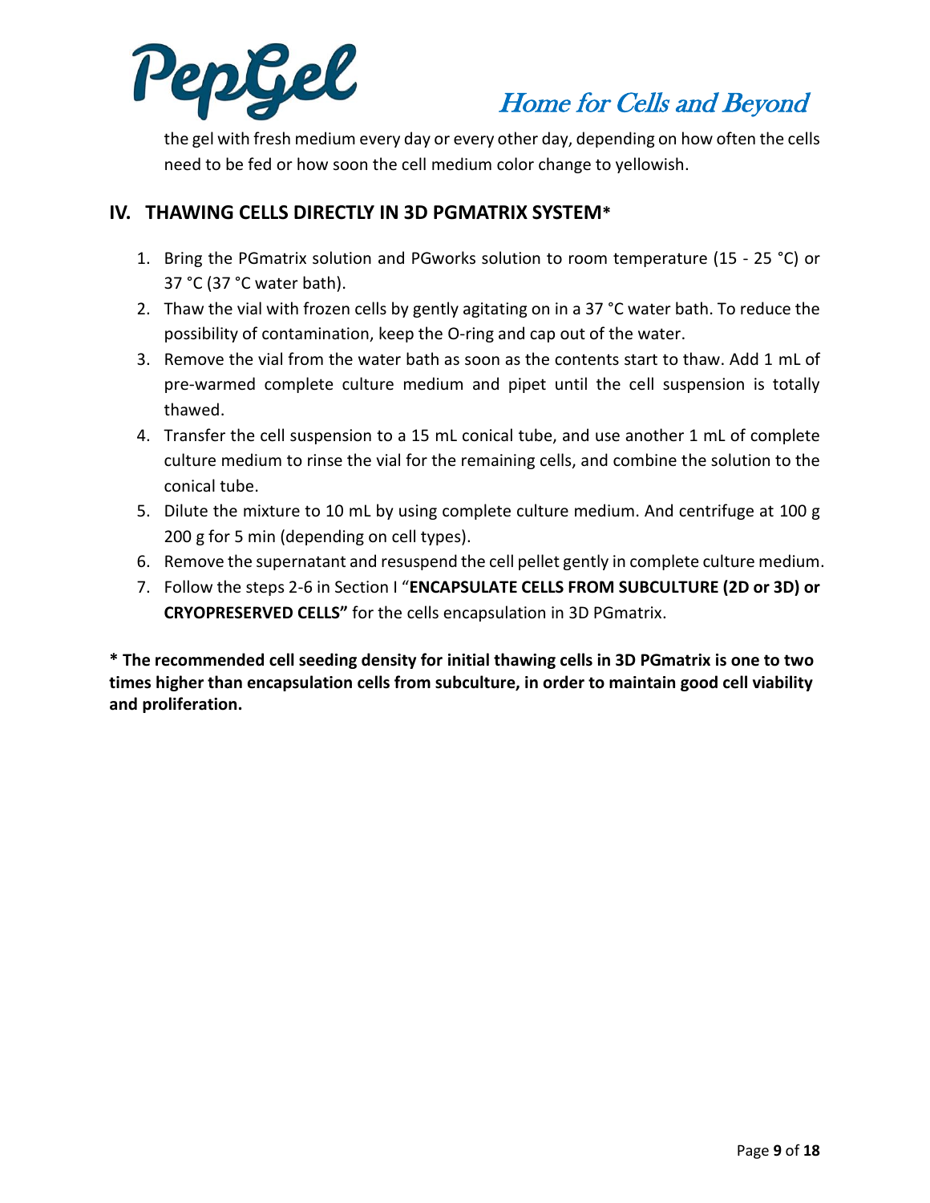the gel with fresh medium every day or every other day, depending on how often the cells need to be fed or how soon the cell medium color change to yellowish.

## IV. THAWING CELLS DIRECTLY IN 3D PGMATRIX SYSTEM*

1. Bring the PGmatrix solution and PGworks solution to room temperature (15 - 25 °C) or 37 °C (37 °C water bath).
2. Thaw the vial with frozen cells by gently agitating on in a 37 °C water bath. To reduce the possibility of contamination, keep the O-ring and cap out of the water.
3. Remove the vial from the water bath as soon as the contents start to thaw. Add 1 mL of pre-warmed complete culture medium and pipet until the cell suspension is totally thawed.
4. Transfer the cell suspension to a 15 mL conical tube, and use another 1 mL of complete culture medium to rinse the vial for the remaining cells, and combine the solution to the conical tube.
5. Dilute the mixture to 10 mL by using complete culture medium. And centrifuge at 100 g 200 g for 5 min (depending on cell types).
6. Remove the supernatant and resuspend the cell pellet gently in complete culture medium.
7. Follow the steps 2-6 in Section I "**ENCAPSULATE CELLS FROM SUBCULTURE (2D or 3D) or CRYOPRESERVED CELLS"** for the cells encapsulation in 3D PGmatrix.

**\* The recommended cell seeding density for initial thawing cells in 3D PGmatrix is one to two times higher than encapsulation cells from subculture, in order to maintain good cell viability and proliferation.**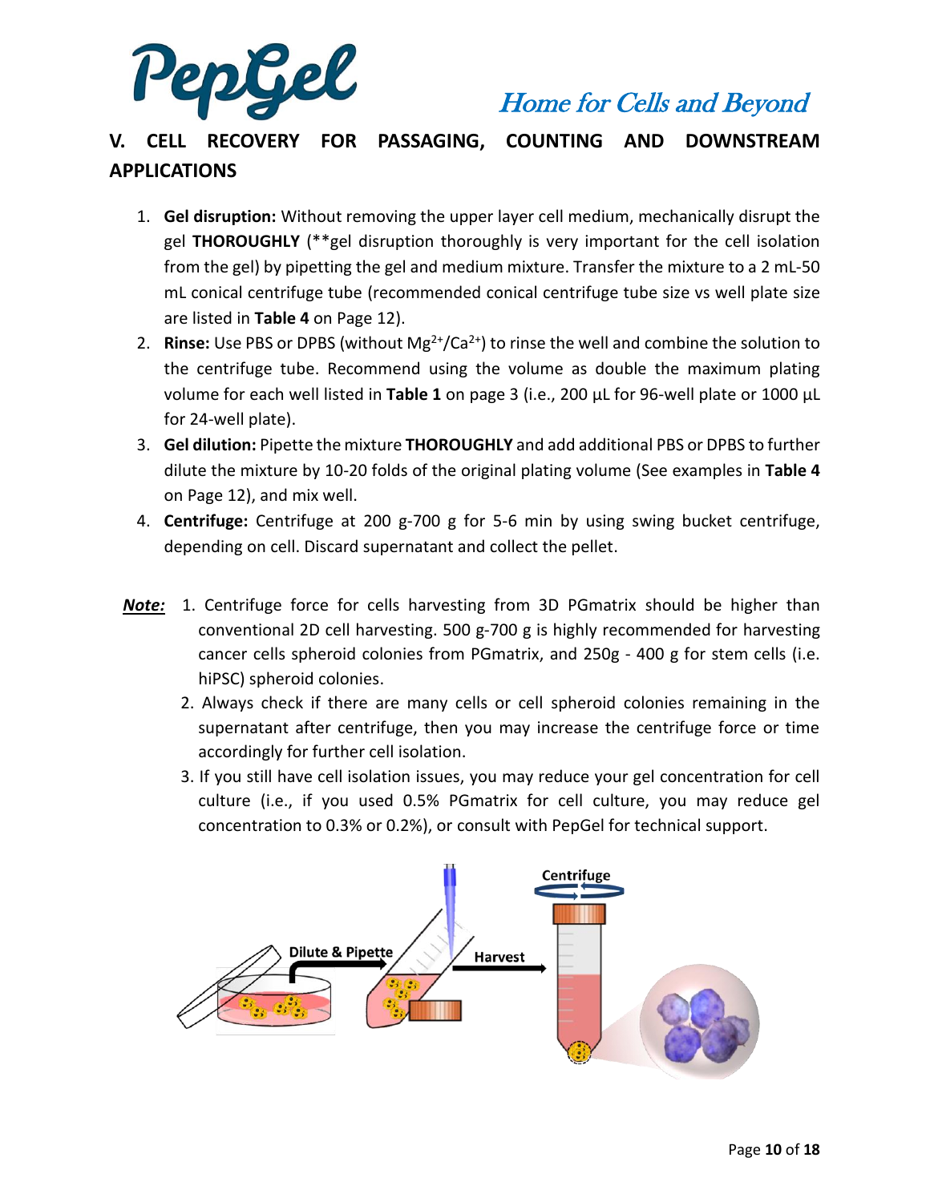## V. CELL RECOVERY FOR PASSAGING, COUNTING AND DOWNSTREAM APPLICATIONS

1. **Gel disruption:** Without removing the upper layer cell medium, mechanically disrupt the gel **THOROUGHLY** (**gel disruption thoroughly is very important for the cell isolation from the gel) by pipetting the gel and medium mixture. Transfer the mixture to a 2 mL-50 mL conical centrifuge tube (recommended conical centrifuge tube size vs well plate size are listed in **Table 4** on Page 12).
2. **Rinse:** Use PBS or DPBS (without $Mg^{2+}$/$Ca^{2+}$) to rinse the well and combine the solution to the centrifuge tube. Recommend using the volume as double the maximum plating volume for each well listed in **Table 1** on page 3 (i.e., 200 µL for 96-well plate or 1000 µL for 24-well plate).
3. **Gel dilution:** Pipette the mixture **THOROUGHLY** and add additional PBS or DPBS to further dilute the mixture by 10-20 folds of the original plating volume (See examples in **Table 4** on Page 12), and mix well.
4. **Centrifuge:** Centrifuge at 200 g-700 g for 5-6 min by using swing bucket centrifuge, depending on cell. Discard supernatant and collect the pellet.

***Note:***

1. Centrifuge force for cells harvesting from 3D PGmatrix should be higher than conventional 2D cell harvesting. 500 g-700 g is highly recommended for harvesting cancer cells spheroid colonies from PGmatrix, and 250g - 400 g for stem cells (i.e. hiPSC) spheroid colonies.
2. Always check if there are many cells or cell spheroid colonies remaining in the supernatant after centrifuge, then you may increase the centrifuge force or time accordingly for further cell isolation.
3. If you still have cell isolation issues, you may reduce your gel concentration for cell culture (i.e., if you used 0.5% PGmatrix for cell culture, you may reduce gel concentration to 0.3% or 0.2%), or consult with PepGel for technical support.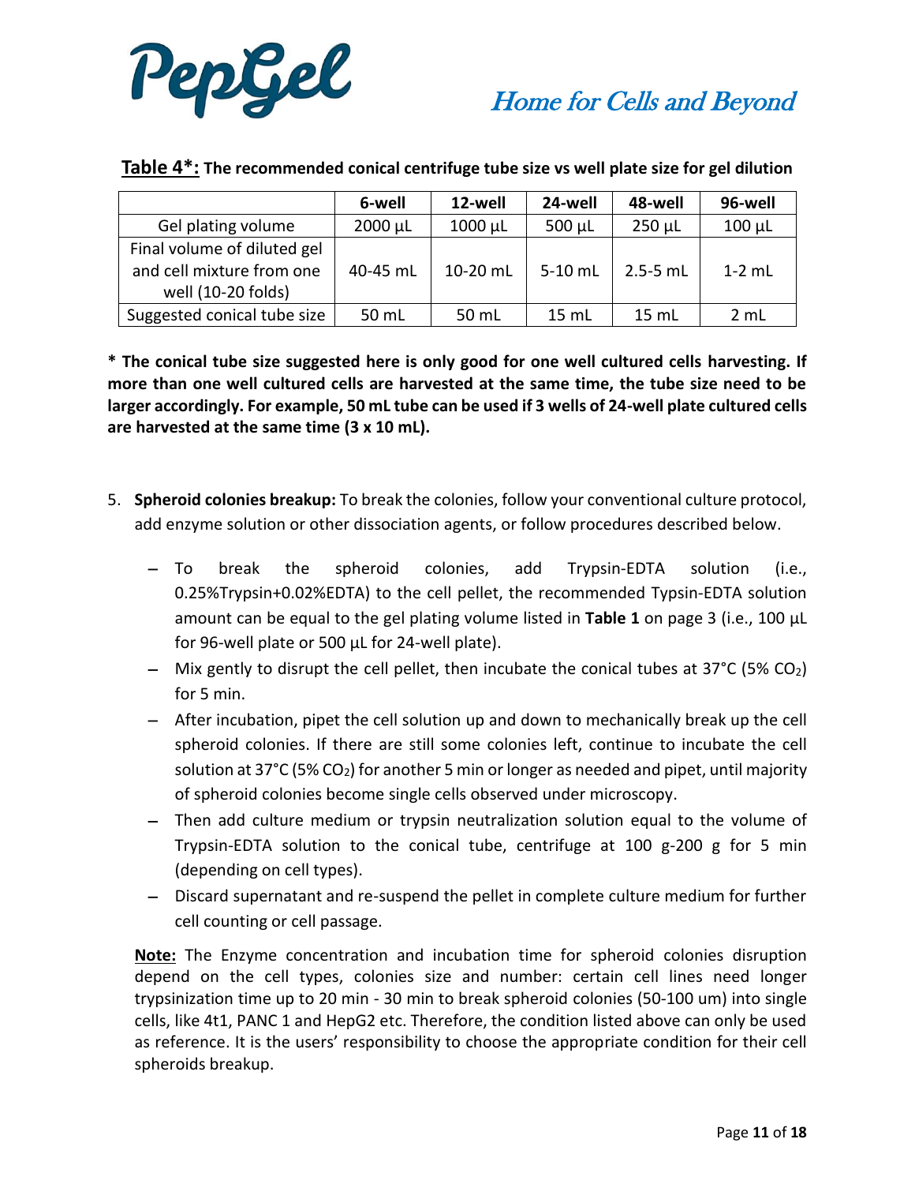**Table 4*:** **The recommended conical centrifuge tube size vs well plate size for gel dilution**

| | 6-well | 12-well | 24-well | 48-well | 96-well |
|---|---|---|---|---|---|
| Gel plating volume | 2000 µL | 1000 µL | 500 µL | 250 µL | 100 µL |
| Final volume of diluted gel and cell mixture from one well (10-20 folds) | 40-45 mL | 10-20 mL | 5-10 mL | 2.5-5 mL | 1-2 mL |
| Suggested conical tube size | 50 mL | 50 mL | 15 mL | 15 mL | 2 mL |

**\* The conical tube size suggested here is only good for one well cultured cells harvesting. If more than one well cultured cells are harvested at the same time, the tube size need to be larger accordingly. For example, 50 mL tube can be used if 3 wells of 24-well plate cultured cells are harvested at the same time (3 x 10 mL).**

5. **Spheroid colonies breakup:** To break the colonies, follow your conventional culture protocol, add enzyme solution or other dissociation agents, or follow procedures described below.

   - To break the spheroid colonies, add Trypsin-EDTA solution (i.e., 0.25%Trypsin+0.02%EDTA) to the cell pellet, the recommended Typsin-EDTA solution amount can be equal to the gel plating volume listed in **Table 1** on page 3 (i.e., 100 µL for 96-well plate or 500 µL for 24-well plate).
   - Mix gently to disrupt the cell pellet, then incubate the conical tubes at 37°C (5% $CO_2$) for 5 min.
   - After incubation, pipet the cell solution up and down to mechanically break up the cell spheroid colonies. If there are still some colonies left, continue to incubate the cell solution at 37°C (5% $CO_2$) for another 5 min or longer as needed and pipet, until majority of spheroid colonies become single cells observed under microscopy.
   - Then add culture medium or trypsin neutralization solution equal to the volume of Trypsin-EDTA solution to the conical tube, centrifuge at 100 g-200 g for 5 min (depending on cell types).
   - Discard supernatant and re-suspend the pellet in complete culture medium for further cell counting or cell passage.

   **Note:** The Enzyme concentration and incubation time for spheroid colonies disruption depend on the cell types, colonies size and number: certain cell lines need longer trypsinization time up to 20 min - 30 min to break spheroid colonies (50-100 um) into single cells, like 4t1, PANC 1 and HepG2 etc. Therefore, the condition listed above can only be used as reference. It is the users' responsibility to choose the appropriate condition for their cell spheroids breakup.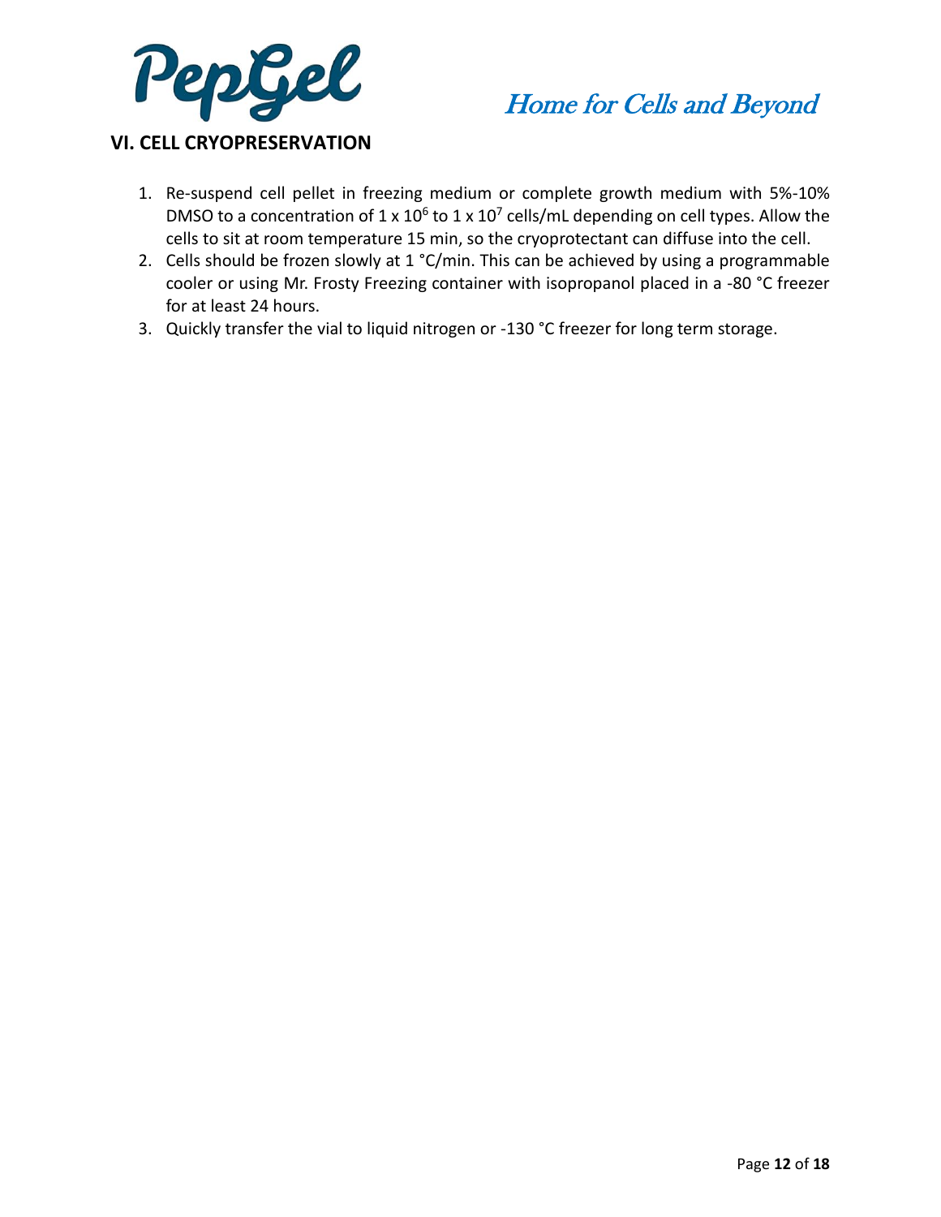## VI. CELL CRYOPRESERVATION

1. Re-suspend cell pellet in freezing medium or complete growth medium with 5%-10% DMSO to a concentration of $1 \times 10^6$ to $1 \times 10^7$ cells/mL depending on cell types. Allow the cells to sit at room temperature 15 min, so the cryoprotectant can diffuse into the cell.
2. Cells should be frozen slowly at 1 °C/min. This can be achieved by using a programmable cooler or using Mr. Frosty Freezing container with isopropanol placed in a -80 °C freezer for at least 24 hours.
3. Quickly transfer the vial to liquid nitrogen or -130 °C freezer for long term storage.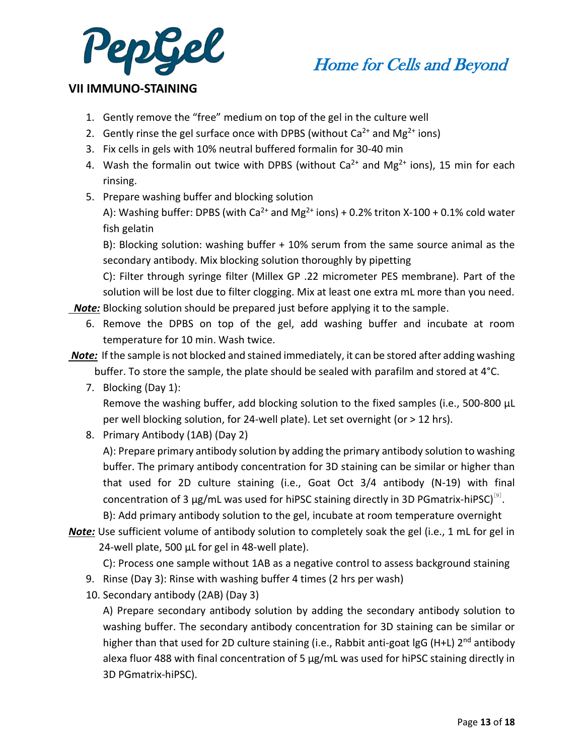## VII IMMUNO-STAINING

1. Gently remove the "free" medium on top of the gel in the culture well
2. Gently rinse the gel surface once with DPBS (without $Ca^{2+}$ and $Mg^{2+}$ ions)
3. Fix cells in gels with 10% neutral buffered formalin for 30-40 min
4. Wash the formalin out twice with DPBS (without $Ca^{2+}$ and $Mg^{2+}$ ions), 15 min for each rinsing.
5. Prepare washing buffer and blocking solution

   A): Washing buffer: DPBS (with $Ca^{2+}$ and $Mg^{2+}$ ions) + 0.2% triton X-100 + 0.1% cold water fish gelatin

   B): Blocking solution: washing buffer + 10% serum from the same source animal as the secondary antibody. Mix blocking solution thoroughly by pipetting

   C): Filter through syringe filter (Millex GP .22 micrometer PES membrane). Part of the solution will be lost due to filter clogging. Mix at least one extra mL more than you need.

***Note:*** Blocking solution should be prepared just before applying it to the sample.

6. Remove the DPBS on top of the gel, add washing buffer and incubate at room temperature for 10 min. Wash twice.

***Note:*** If the sample is not blocked and stained immediately, it can be stored after adding washing buffer. To store the sample, the plate should be sealed with parafilm and stored at 4°C.

7. Blocking (Day 1):

   Remove the washing buffer, add blocking solution to the fixed samples (i.e., 500-800 µL per well blocking solution, for 24-well plate). Let set overnight (or > 12 hrs).

8. Primary Antibody (1AB) (Day 2)

   A): Prepare primary antibody solution by adding the primary antibody solution to washing buffer. The primary antibody concentration for 3D staining can be similar or higher than that used for 2D culture staining (i.e., Goat Oct 3/4 antibody (N-19) with final concentration of 3 µg/mL was used for hiPSC staining directly in 3D PGmatrix-hiPSC)[9].

   B): Add primary antibody solution to the gel, incubate at room temperature overnight

***Note:*** Use sufficient volume of antibody solution to completely soak the gel (i.e., 1 mL for gel in 24-well plate, 500 µL for gel in 48-well plate).

   C): Process one sample without 1AB as a negative control to assess background staining

9. Rinse (Day 3): Rinse with washing buffer 4 times (2 hrs per wash)
10. Secondary antibody (2AB) (Day 3)

    A) Prepare secondary antibody solution by adding the secondary antibody solution to washing buffer. The secondary antibody concentration for 3D staining can be similar or higher than that used for 2D culture staining (i.e., Rabbit anti-goat lgG (H+L) 2nd antibody alexa fluor 488 with final concentration of 5 µg/mL was used for hiPSC staining directly in 3D PGmatrix-hiPSC).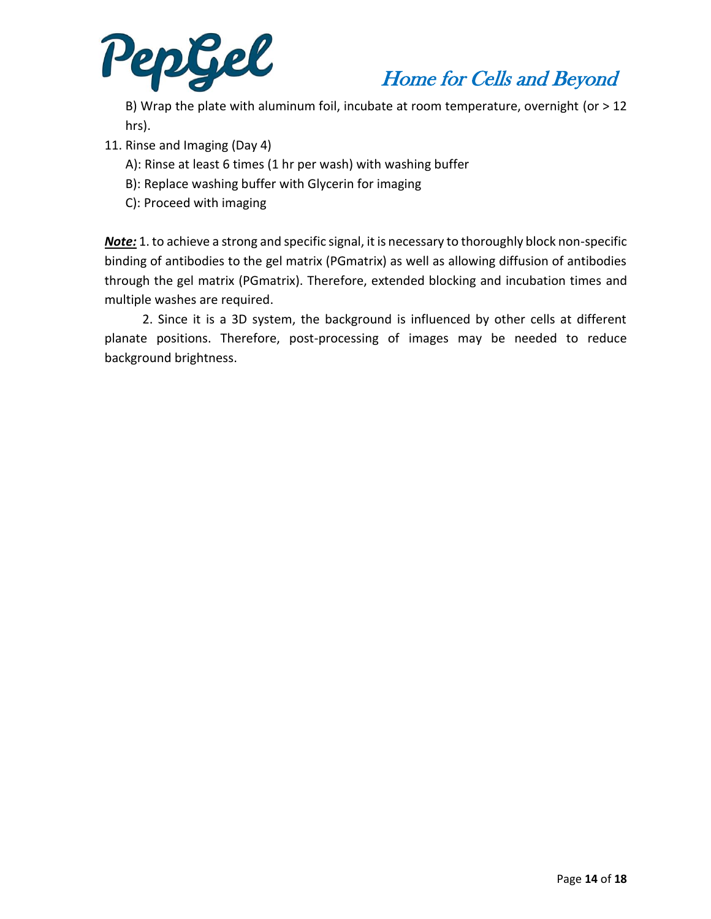B) Wrap the plate with aluminum foil, incubate at room temperature, overnight (or > 12 hrs).

11. Rinse and Imaging (Day 4)

    A): Rinse at least 6 times (1 hr per wash) with washing buffer

    B): Replace washing buffer with Glycerin for imaging

    C): Proceed with imaging

***Note:*** 1. to achieve a strong and specific signal, it is necessary to thoroughly block non-specific binding of antibodies to the gel matrix (PGmatrix) as well as allowing diffusion of antibodies through the gel matrix (PGmatrix). Therefore, extended blocking and incubation times and multiple washes are required.

2. Since it is a 3D system, the background is influenced by other cells at different planate positions. Therefore, post-processing of images may be needed to reduce background brightness.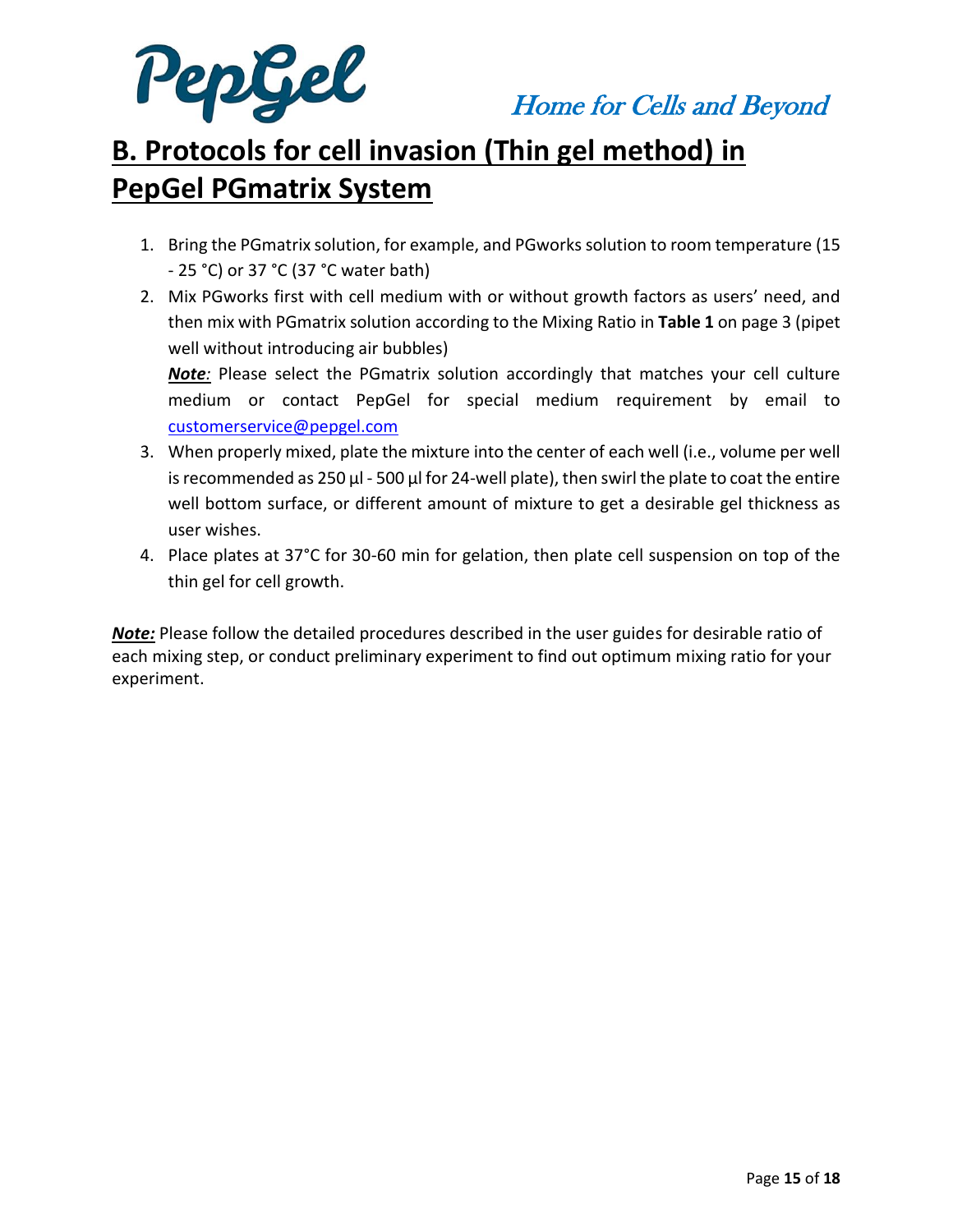## B. Protocols for cell invasion (Thin gel method) in PepGel PGmatrix System

1. Bring the PGmatrix solution, for example, and PGworks solution to room temperature (15 - 25 °C) or 37 °C (37 °C water bath)
2. Mix PGworks first with cell medium with or without growth factors as users' need, and then mix with PGmatrix solution according to the Mixing Ratio in **Table 1** on page 3 (pipet well without introducing air bubbles)

   ***Note**:* Please select the PGmatrix solution accordingly that matches your cell culture medium or contact PepGel for special medium requirement by email to customerservice@pepgel.com
3. When properly mixed, plate the mixture into the center of each well (i.e., volume per well is recommended as 250 µl - 500 µl for 24-well plate), then swirl the plate to coat the entire well bottom surface, or different amount of mixture to get a desirable gel thickness as user wishes.
4. Place plates at 37°C for 30-60 min for gelation, then plate cell suspension on top of the thin gel for cell growth.

***Note:*** Please follow the detailed procedures described in the user guides for desirable ratio of each mixing step, or conduct preliminary experiment to find out optimum mixing ratio for your experiment.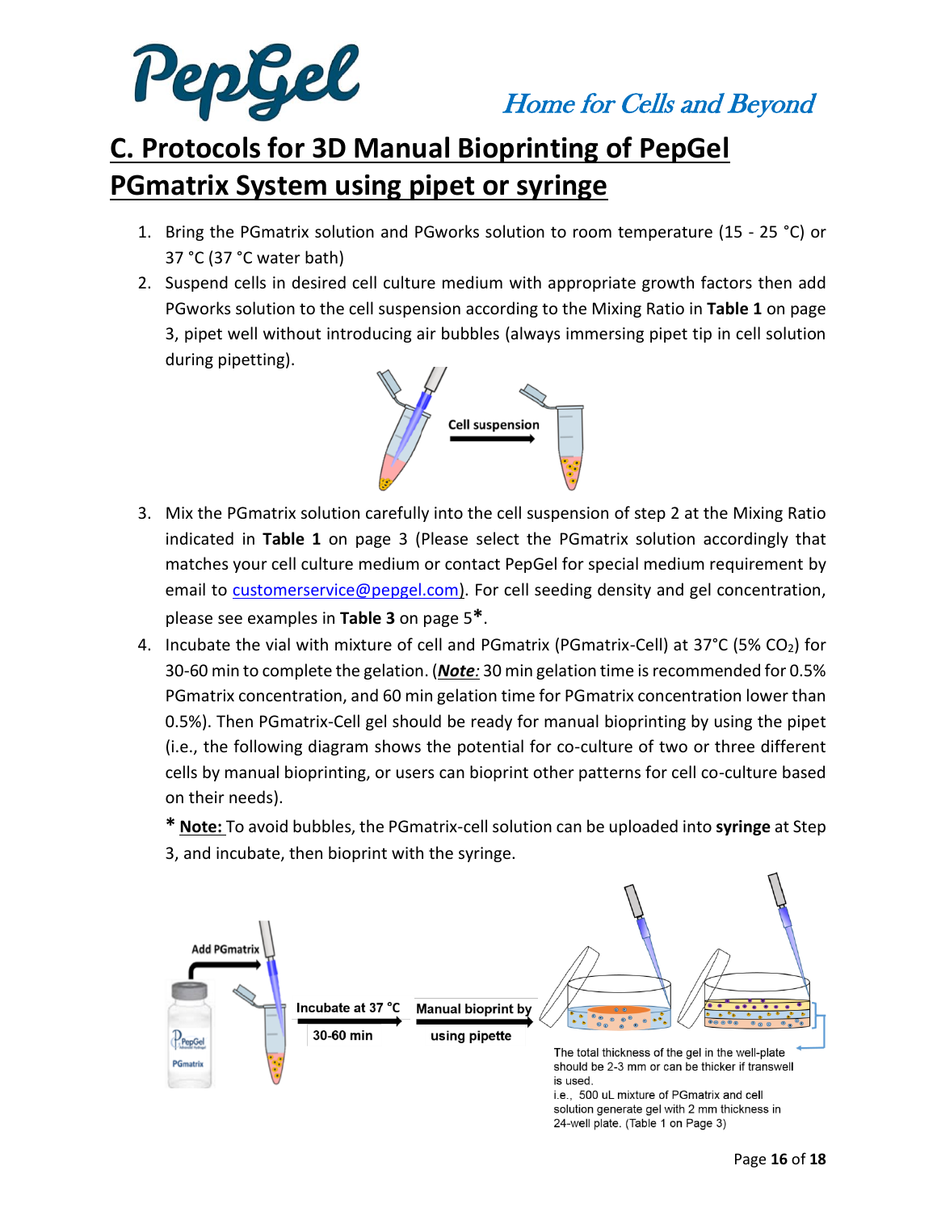## C. Protocols for 3D Manual Bioprinting of PepGel PGmatrix System using pipet or syringe

1. Bring the PGmatrix solution and PGworks solution to room temperature (15 - 25 °C) or 37 °C (37 °C water bath)
2. Suspend cells in desired cell culture medium with appropriate growth factors then add PGworks solution to the cell suspension according to the Mixing Ratio in **Table 1** on page 3, pipet well without introducing air bubbles (always immersing pipet tip in cell solution during pipetting).

   Cell suspension

3. Mix the PGmatrix solution carefully into the cell suspension of step 2 at the Mixing Ratio indicated in **Table 1** on page 3 (Please select the PGmatrix solution accordingly that matches your cell culture medium or contact PepGel for special medium requirement by email to customerservice@pepgel.com). For cell seeding density and gel concentration, please see examples in **Table 3** on page 5**\***.
4. Incubate the vial with mixture of cell and PGmatrix (PGmatrix-Cell) at 37°C (5% $CO_2$) for 30-60 min to complete the gelation. (***Note:*** 30 min gelation time is recommended for 0.5% PGmatrix concentration, and 60 min gelation time for PGmatrix concentration lower than 0.5%). Then PGmatrix-Cell gel should be ready for manual bioprinting by using the pipet (i.e., the following diagram shows the potential for co-culture of two or three different cells by manual bioprinting, or users can bioprint other patterns for cell co-culture based on their needs).

   **\*** **Note:** To avoid bubbles, the PGmatrix-cell solution can be uploaded into **syringe** at Step 3, and incubate, then bioprint with the syringe.

Add PGmatrix → Incubate at 37 °C 30-60 min → Manual bioprint by using pipette

The total thickness of the gel in the well-plate should be 2-3 mm or can be thicker if transwell is used.
i.e., 500 uL mixture of PGmatrix and cell solution generate gel with 2 mm thickness in 24-well plate. (Table 1 on Page 3)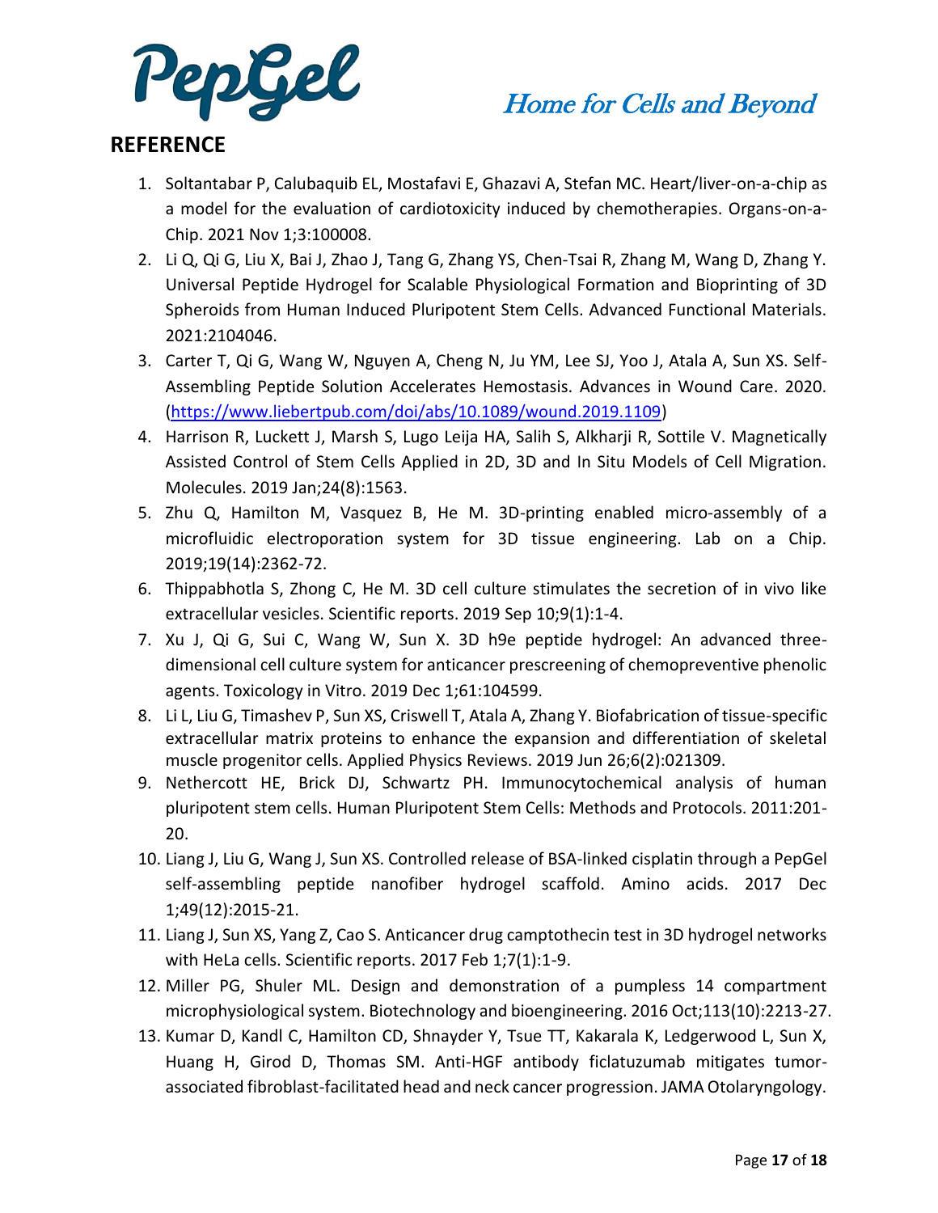## REFERENCE

1. Soltantabar P, Calubaquib EL, Mostafavi E, Ghazavi A, Stefan MC. Heart/liver-on-a-chip as a model for the evaluation of cardiotoxicity induced by chemotherapies. Organs-on-a-Chip. 2021 Nov 1;3:100008.
2. Li Q, Qi G, Liu X, Bai J, Zhao J, Tang G, Zhang YS, Chen-Tsai R, Zhang M, Wang D, Zhang Y. Universal Peptide Hydrogel for Scalable Physiological Formation and Bioprinting of 3D Spheroids from Human Induced Pluripotent Stem Cells. Advanced Functional Materials. 2021:2104046.
3. Carter T, Qi G, Wang W, Nguyen A, Cheng N, Ju YM, Lee SJ, Yoo J, Atala A, Sun XS. Self-Assembling Peptide Solution Accelerates Hemostasis. Advances in Wound Care. 2020. (https://www.liebertpub.com/doi/abs/10.1089/wound.2019.1109)
4. Harrison R, Luckett J, Marsh S, Lugo Leija HA, Salih S, Alkharji R, Sottile V. Magnetically Assisted Control of Stem Cells Applied in 2D, 3D and In Situ Models of Cell Migration. Molecules. 2019 Jan;24(8):1563.
5. Zhu Q, Hamilton M, Vasquez B, He M. 3D-printing enabled micro-assembly of a microfluidic electroporation system for 3D tissue engineering. Lab on a Chip. 2019;19(14):2362-72.
6. Thippabhotla S, Zhong C, He M. 3D cell culture stimulates the secretion of in vivo like extracellular vesicles. Scientific reports. 2019 Sep 10;9(1):1-4.
7. Xu J, Qi G, Sui C, Wang W, Sun X. 3D h9e peptide hydrogel: An advanced three-dimensional cell culture system for anticancer prescreening of chemopreventive phenolic agents. Toxicology in Vitro. 2019 Dec 1;61:104599.
8. Li L, Liu G, Timashev P, Sun XS, Criswell T, Atala A, Zhang Y. Biofabrication of tissue-specific extracellular matrix proteins to enhance the expansion and differentiation of skeletal muscle progenitor cells. Applied Physics Reviews. 2019 Jun 26;6(2):021309.
9. Nethercott HE, Brick DJ, Schwartz PH. Immunocytochemical analysis of human pluripotent stem cells. Human Pluripotent Stem Cells: Methods and Protocols. 2011:201-20.
10. Liang J, Liu G, Wang J, Sun XS. Controlled release of BSA-linked cisplatin through a PepGel self-assembling peptide nanofiber hydrogel scaffold. Amino acids. 2017 Dec 1;49(12):2015-21.
11. Liang J, Sun XS, Yang Z, Cao S. Anticancer drug camptothecin test in 3D hydrogel networks with HeLa cells. Scientific reports. 2017 Feb 1;7(1):1-9.
12. Miller PG, Shuler ML. Design and demonstration of a pumpless 14 compartment microphysiological system. Biotechnology and bioengineering. 2016 Oct;113(10):2213-27.
13. Kumar D, Kandl C, Hamilton CD, Shnayder Y, Tsue TT, Kakarala K, Ledgerwood L, Sun X, Huang H, Girod D, Thomas SM. Anti-HGF antibody ficlatuzumab mitigates tumor-associated fibroblast-facilitated head and neck cancer progression. JAMA Otolaryngology.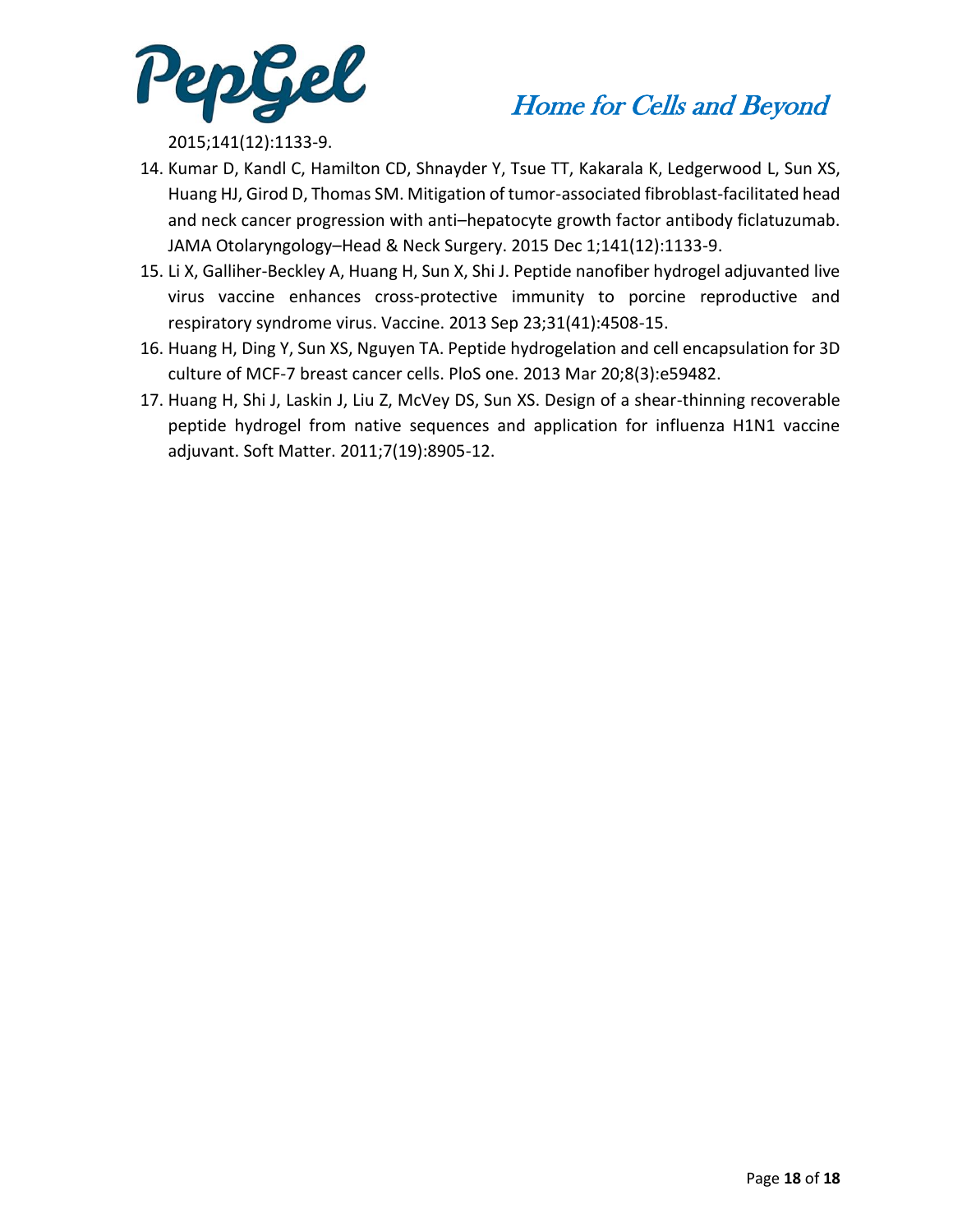2015;141(12):1133-9.

14. Kumar D, Kandl C, Hamilton CD, Shnayder Y, Tsue TT, Kakarala K, Ledgerwood L, Sun XS, Huang HJ, Girod D, Thomas SM. Mitigation of tumor-associated fibroblast-facilitated head and neck cancer progression with anti–hepatocyte growth factor antibody ficlatuzumab. JAMA Otolaryngology–Head & Neck Surgery. 2015 Dec 1;141(12):1133-9.
15. Li X, Galliher-Beckley A, Huang H, Sun X, Shi J. Peptide nanofiber hydrogel adjuvanted live virus vaccine enhances cross-protective immunity to porcine reproductive and respiratory syndrome virus. Vaccine. 2013 Sep 23;31(41):4508-15.
16. Huang H, Ding Y, Sun XS, Nguyen TA. Peptide hydrogelation and cell encapsulation for 3D culture of MCF-7 breast cancer cells. PloS one. 2013 Mar 20;8(3):e59482.
17. Huang H, Shi J, Laskin J, Liu Z, McVey DS, Sun XS. Design of a shear-thinning recoverable peptide hydrogel from native sequences and application for influenza H1N1 vaccine adjuvant. Soft Matter. 2011;7(19):8905-12.